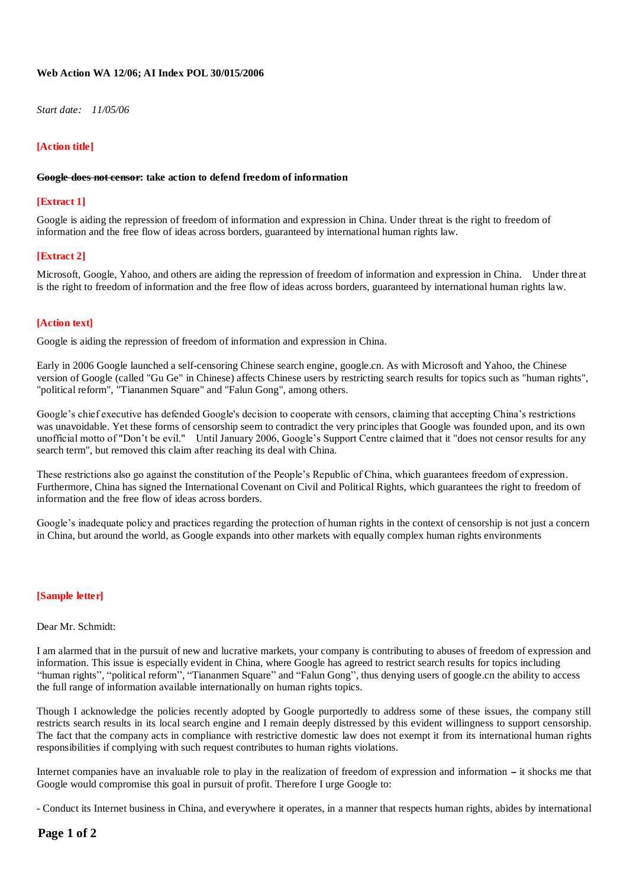**Web Action WA 12/06; AI Index POL 30/015/2006**

*Start date: 11/05/06*

**[Action title]**

**~~Google does not censor~~: take action to defend freedom of information**

**[Extract 1]**

Google is aiding the repression of freedom of information and expression in China. Under threat is the right to freedom of information and the free flow of ideas across borders, guaranteed by international human rights law.

**[Extract 2]**

Microsoft, Google, Yahoo, and others are aiding the repression of freedom of information and expression in China. Under threat is the right to freedom of information and the free flow of ideas across borders, guaranteed by international human rights law.

**[Action text]**

Google is aiding the repression of freedom of information and expression in China.

Early in 2006 Google launched a self-censoring Chinese search engine, google.cn. As with Microsoft and Yahoo, the Chinese version of Google (called "Gu Ge" in Chinese) affects Chinese users by restricting search results for topics such as "human rights", "political reform", "Tiananmen Square" and "Falun Gong", among others.

Google's chief executive has defended Google's decision to cooperate with censors, claiming that accepting China's restrictions was unavoidable. Yet these forms of censorship seem to contradict the very principles that Google was founded upon, and its own unofficial motto of "Don't be evil." Until January 2006, Google's Support Centre claimed that it "does not censor results for any search term", but removed this claim after reaching its deal with China.

These restrictions also go against the constitution of the People's Republic of China, which guarantees freedom of expression. Furthermore, China has signed the International Covenant on Civil and Political Rights, which guarantees the right to freedom of information and the free flow of ideas across borders.

Google's inadequate policy and practices regarding the protection of human rights in the context of censorship is not just a concern in China, but around the world, as Google expands into other markets with equally complex human rights environments

**[Sample letter]**

Dear Mr. Schmidt:

I am alarmed that in the pursuit of new and lucrative markets, your company is contributing to abuses of freedom of expression and information. This issue is especially evident in China, where Google has agreed to restrict search results for topics including "human rights", "political reform", "Tiananmen Square" and "Falun Gong", thus denying users of google.cn the ability to access the full range of information available internationally on human rights topics.

Though I acknowledge the policies recently adopted by Google purportedly to address some of these issues, the company still restricts search results in its local search engine and I remain deeply distressed by this evident willingness to support censorship. The fact that the company acts in compliance with restrictive domestic law does not exempt it from its international human rights responsibilities if complying with such request contributes to human rights violations.

Internet companies have an invaluable role to play in the realization of freedom of expression and information – it shocks me that Google would compromise this goal in pursuit of profit. Therefore I urge Google to:

- Conduct its Internet business in China, and everywhere it operates, in a manner that respects human rights, abides by international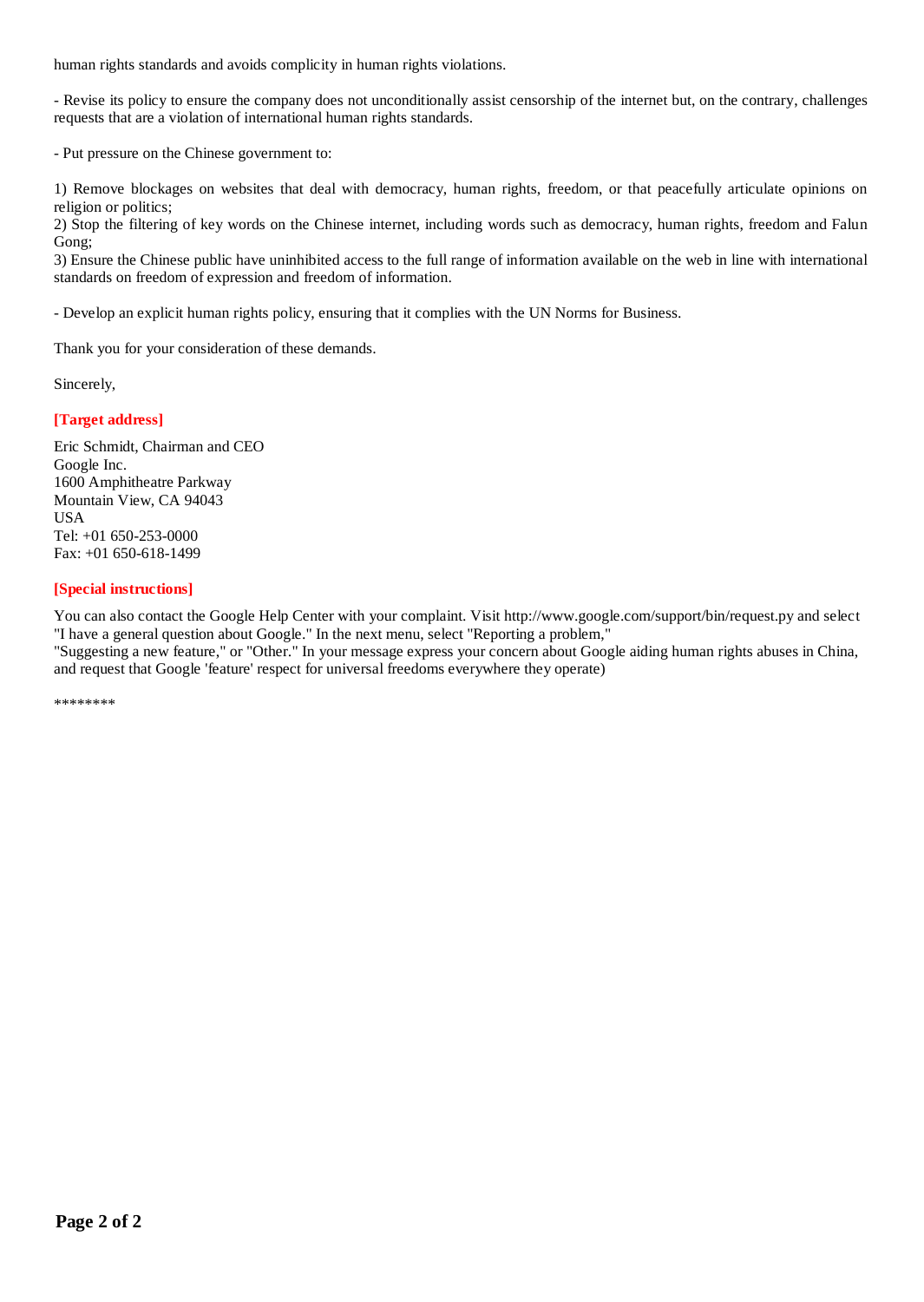human rights standards and avoids complicity in human rights violations.

- Revise its policy to ensure the company does not unconditionally assist censorship of the internet but, on the contrary, challenges requests that are a violation of international human rights standards.

- Put pressure on the Chinese government to:

1) Remove blockages on websites that deal with democracy, human rights, freedom, or that peacefully articulate opinions on religion or politics;
2) Stop the filtering of key words on the Chinese internet, including words such as democracy, human rights, freedom and Falun Gong;
3) Ensure the Chinese public have uninhibited access to the full range of information available on the web in line with international standards on freedom of expression and freedom of information.

- Develop an explicit human rights policy, ensuring that it complies with the UN Norms for Business.

Thank you for your consideration of these demands.

Sincerely,

**[Target address]**

Eric Schmidt, Chairman and CEO
Google Inc.
1600 Amphitheatre Parkway
Mountain View, CA 94043
USA
Tel: +01 650-253-0000
Fax: +01 650-618-1499

**[Special instructions]**

You can also contact the Google Help Center with your complaint. Visit http://www.google.com/support/bin/request.py and select "I have a general question about Google." In the next menu, select "Reporting a problem,"
"Suggesting a new feature," or "Other." In your message express your concern about Google aiding human rights abuses in China, and request that Google 'feature' respect for universal freedoms everywhere they operate)

********